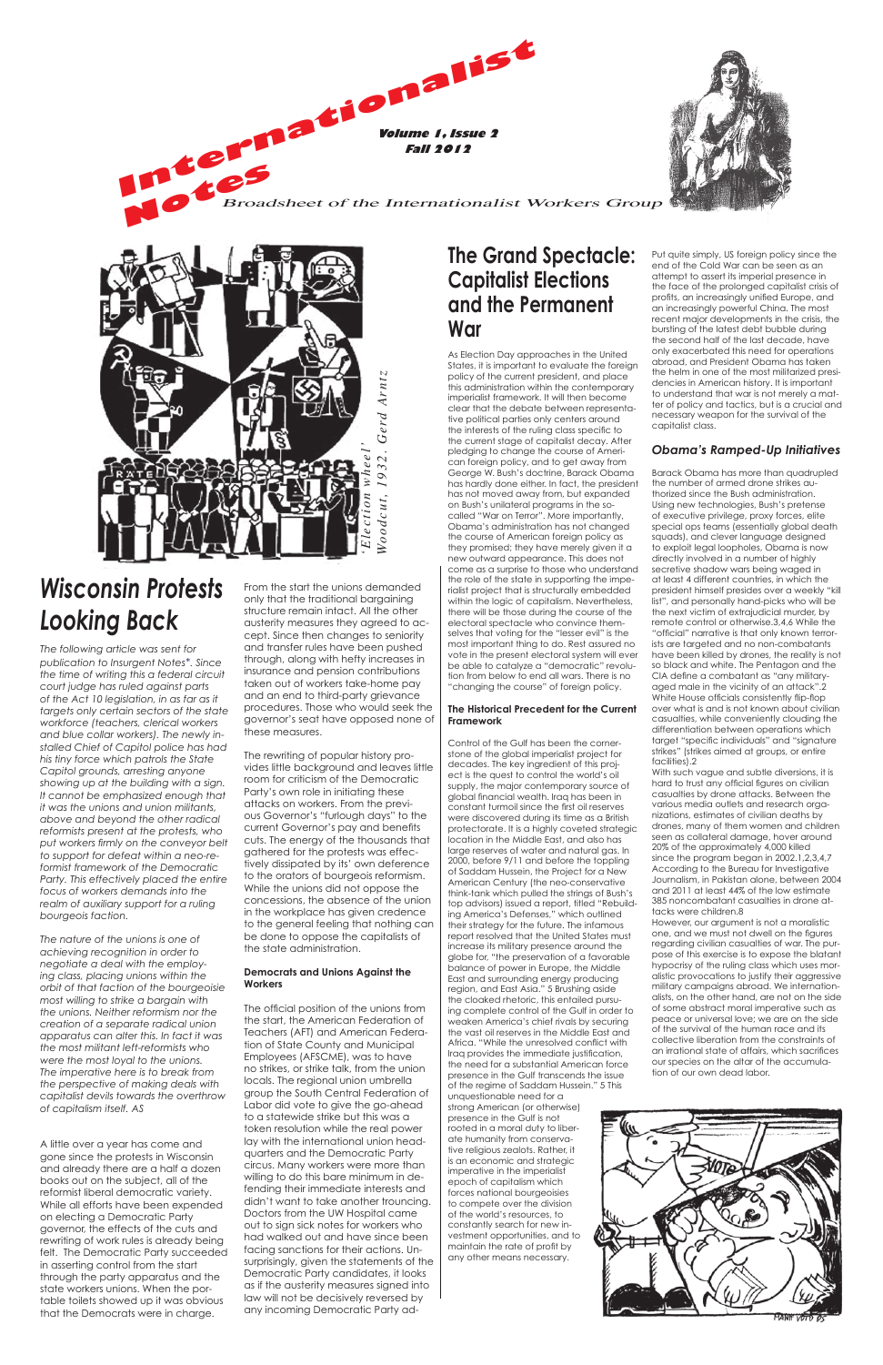# Internationalist Notes

**Volume 1, Issue 2**
**Fall 2012**

*Broadsheet of the Internationalist Workers Group*

*'Election wheel' Woodcut, 1932. Gerd Arntz*

# Wisconsin Protests Looking Back

*The following article was sent for publication to Insurgent Notes\*. Since the time of writing this a federal circuit court judge has ruled against parts of the Act 10 legislation, in as far as it targets only certain sectors of the state workforce (teachers, clerical workers and blue collar workers). The newly installed Chief of Capitol police has had his tiny force which patrols the State Capitol grounds, arresting anyone showing up at the building with a sign. It cannot be emphasized enough that it was the unions and union militants, above and beyond the other radical reformists present at the protests, who put workers firmly on the conveyor belt to support for defeat within a neo-reformist framework of the Democratic Party. This effectively placed the entire focus of workers demands into the realm of auxiliary support for a ruling bourgeois faction.*

*The nature of the unions is one of achieving recognition in order to negotiate a deal with the employing class, placing unions within the orbit of that faction of the bourgeoisie most willing to strike a bargain with the unions. Neither reformism nor the creation of a separate radical union apparatus can alter this. In fact it was the most militant left-reformists who were the most loyal to the unions. The imperative here is to break from the perspective of making deals with capitalist devils towards the overthrow of capitalism itself. AS*

A little over a year has come and gone since the protests in Wisconsin and already there are a half a dozen books out on the subject, all of the reformist liberal democratic variety. While all efforts have been expended on electing a Democratic Party governor, the effects of the cuts and rewriting of work rules is already being felt. The Democratic Party succeeded in asserting control from the start through the party apparatus and the state workers unions. When the portable toilets showed up it was obvious that the Democrats were in charge.

From the start the unions demanded only that the traditional bargaining structure remain intact. All the other austerity measures they agreed to accept. Since then changes to seniority and transfer rules have been pushed through, along with hefty increases in insurance and pension contributions taken out of workers take-home pay and an end to third-party grievance procedures. Those who would seek the governor's seat have opposed none of these measures.

The rewriting of popular history provides little background and leaves little room for criticism of the Democratic Party's own role in initiating these attacks on workers. From the previous Governor's "furlough days" to the current Governor's pay and benefits cuts. The energy of the thousands that gathered for the protests was effectively dissipated by its' own deference to the orators of bourgeois reformism. While the unions did not oppose the concessions, the absence of the union in the workplace has given credence to the general feeling that nothing can be done to oppose the capitalists of the state administration.

### Democrats and Unions Against the Workers

The official position of the unions from the start, the American Federation of Teachers (AFT) and American Federation of State County and Municipal Employees (AFSCME), was to have no strikes, or strike talk, from the union locals. The regional union umbrella group the South Central Federation of Labor did vote to give the go-ahead to a statewide strike but this was a token resolution while the real power lay with the international union headquarters and the Democratic Party circus. Many workers were more than willing to do this bare minimum in defending their immediate interests and didn't want to take another trouncing. Doctors from the UW Hospital came out to sign sick notes for workers who had walked out and have since been facing sanctions for their actions. Unsurprisingly, given the statements of the Democratic Party candidates, it looks as if the austerity measures signed into law will not be decisively reversed by any incoming Democratic Party ad-

# The Grand Spectacle: Capitalist Elections and the Permanent War

As Election Day approaches in the United States, it is important to evaluate the foreign policy of the current president, and place this administration within the contemporary imperialist framework. It will then become clear that the debate between representative political parties only centers around the interests of the ruling class specific to the current stage of capitalist decay. After pledging to change the course of American foreign policy, and to get away from George W. Bush's doctrine, Barack Obama has hardly done either. In fact, the president has not moved away from, but expanded on Bush's unilateral programs in the so-called "War on Terror". More importantly, Obama's administration has not changed the course of American foreign policy as they promised; they have merely given it a new outward appearance. This does not come as a surprise to those who understand the role of the state in supporting the imperialist project that is structurally embedded within the logic of capitalism. Nevertheless, there will be those during the course of the electoral spectacle who convince themselves that voting for the "lesser evil" is the most important thing to do. Rest assured no vote in the present electoral system will ever be able to catalyze a "democratic" revolution from below to end all wars. There is no "changing the course" of foreign policy.

### The Historical Precedent for the Current Framework

Control of the Gulf has been the cornerstone of the global imperialist project for decades. The key ingredient of this project is the quest to control the world's oil supply, the major contemporary source of global financial wealth. Iraq has been in constant turmoil since the first oil reserves were discovered during its time as a British protectorate. It is a highly coveted strategic location in the Middle East, and also has large reserves of water and natural gas. In 2000, before 9/11 and before the toppling of Saddam Hussein, the Project for a New American Century (the neo-conservative think-tank which pulled the strings of Bush's top advisors) issued a report, titled "Rebuilding America's Defenses," which outlined their strategy for the future. The infamous report resolved that the United States must increase its military presence around the globe for, "the preservation of a favorable balance of power in Europe, the Middle East and surrounding energy producing region, and East Asia." 5 Brushing aside the cloaked rhetoric, this entailed pursuing complete control of the Gulf in order to weaken America's chief rivals by securing the vast oil reserves in the Middle East and Africa. "While the unresolved conflict with Iraq provides the immediate justification, the need for a substantial American force presence in the Gulf transcends the issue of the regime of Saddam Hussein." 5 This unquestionable need for a strong American (or otherwise) presence in the Gulf is not rooted in a moral duty to liberate humanity from conservative religious zealots. Rather, it is an economic and strategic imperative in the imperialist epoch of capitalism which forces national bourgeoisies to compete over the division of the world's resources, to constantly search for new investment opportunities, and to maintain the rate of profit by any other means necessary.

Put quite simply, US foreign policy since the end of the Cold War can be seen as an attempt to assert its imperial presence in the face of the prolonged capitalist crisis of profits, an increasingly unified Europe, and an increasingly powerful China. The most recent major developments in the crisis, the bursting of the latest debt bubble during the second half of the last decade, have only exacerbated this need for operations abroad, and President Obama has taken the helm in one of the most militarized presidencies in American history. It is important to understand that war is not merely a matter of policy and tactics, but is a crucial and necessary weapon for the survival of the capitalist class.

### *Obama's Ramped-Up Initiatives*

Barack Obama has more than quadrupled the number of armed drone strikes authorized since the Bush administration. Using new technologies, Bush's pretense of executive privilege, proxy forces, elite special ops teams (essentially global death squads), and clever language designed to exploit legal loopholes, Obama is now directly involved in a number of highly secretive shadow wars being waged in at least 4 different countries, in which the president himself presides over a weekly "kill list", and personally hand-picks who will be the next victim of extrajudicial murder, by remote control or otherwise.3,4,6 While the "official" narrative is that only known terrorists are targeted and no non-combatants have been killed by drones, the reality is not so black and white. The Pentagon and the CIA define a combatant as "any military-aged male in the vicinity of an attack".2 White House officials consistently flip-flop over what is and is not known about civilian casualties, while conveniently clouding the differentiation between operations which target "specific individuals" and "signature strikes" (strikes aimed at groups, or entire facilities).2

With such vague and subtle diversions, it is hard to trust any official figures on civilian casualties by drone attacks. Between the various media outlets and research organizations, estimates of civilian deaths by drones, many of them women and children seen as collateral damage, hover around 20% of the approximately 4,000 killed since the program began in 2002.1,2,3,4,7 According to the Bureau for Investigative Journalism, in Pakistan alone, between 2004 and 2011 at least 44% of the low estimate 385 noncombatant casualties in drone attacks were children.8

However, our argument is not a moralistic one, and we must not dwell on the figures regarding civilian casualties of war. The purpose of this exercise is to expose the blatant hypocrisy of the ruling class which uses moralistic provocations to justify their aggressive military campaigns abroad. We internationalists, on the other hand, are not on the side of some abstract moral imperative such as peace or universal love; we are on the side of the survival of the human race and its collective liberation from the constraints of an irrational state of affairs, which sacrifices our species on the altar of the accumulation of our own dead labor.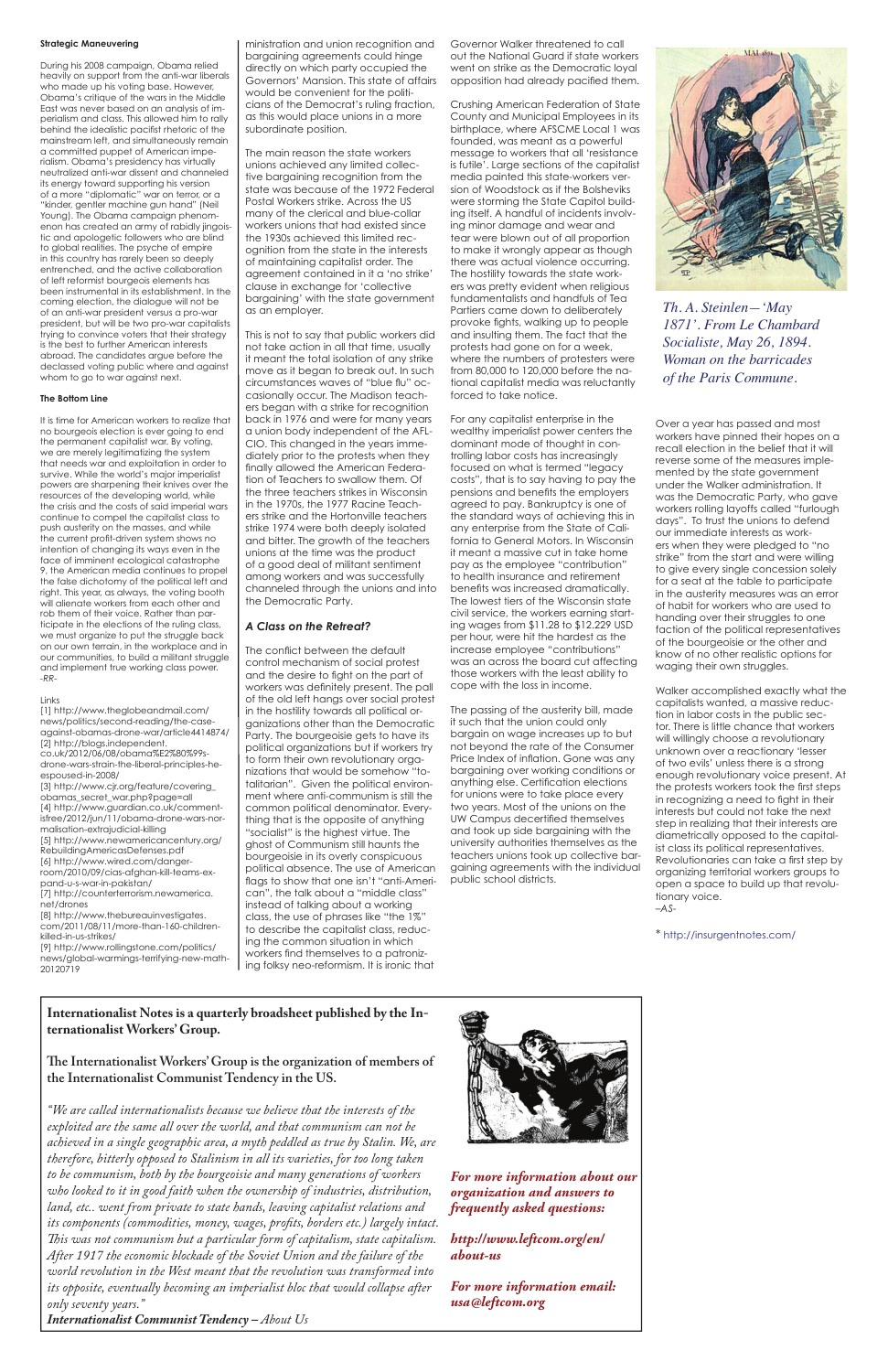**Strategic Maneuvering**

During his 2008 campaign, Obama relied heavily on support from the anti-war liberals who made up his voting base. However, Obama's critique of the wars in the Middle East was never based on an analysis of imperialism and class. This allowed him to rally behind the idealistic pacifist rhetoric of the mainstream left, and simultaneously remain a committed puppet of American imperialism. Obama's presidency has virtually neutralized anti-war dissent and channeled its energy toward supporting his version of a more "diplomatic" war on terror, or a "kinder, gentler machine gun hand" (Neil Young). The Obama campaign phenomenon has created an army of rabidly jingoistic and apologetic followers who are blind to global realities. The psyche of empire in this country has rarely been so deeply entrenched, and the active collaboration of left reformist bourgeois elements has been instrumental in its establishment. In the coming election, the dialogue will not be of an anti-war president versus a pro-war president, but will be two pro-war capitalists trying to convince voters that their strategy is the best to further American interests abroad. The candidates argue before the declassed voting public where and against whom to go to war against next.

**The Bottom Line**

It is time for American workers to realize that no bourgeois election is ever going to end the permanent capitalist war. By voting, we are merely legitimizing the system that needs war and exploitation in order to survive. While the world's major imperialist powers are sharpening their knives over the resources of the developing world, while the crisis and the costs of said imperial wars continue to compel the capitalist class to push austerity on the masses, and while the current profit-driven system shows no intention of changing its ways even in the face of imminent ecological catastrophe 9, the American media continues to propel the false dichotomy of the political left and right. This year, as always, the voting booth will alienate workers from each other and rob them of their voice. Rather than participate in the elections of the ruling class, we must organize to put the struggle back on our own terrain, in the workplace and in our communities, to build a militant struggle and implement true working class power.
-RR-

Links
[1] http://www.theglobeandmail.com/news/politics/second-reading/the-case-against-obamas-drone-war/article4414874/
[2] http://blogs.independent.co.uk/2012/06/08/obama%E2%80%99s-drone-wars-strain-the-liberal-principles-he-espoused-in-2008/
[3] http://www.cjr.org/feature/covering_obamas_secret_war.php?page=all
[4] http://www.guardian.co.uk/commentisfree/2012/jun/11/obama-drone-wars-normalisation-extrajudicial-killing
[5] http://www.newamericancentury.org/RebuildingAmericasDefenses.pdf
[6] http://www.wired.com/dangerroom/2010/09/cias-afghan-kill-teams-expand-u-s-war-in-pakistan/
[7] http://counterterrorism.newamerica.net/drones
[8] http://www.thebureauinvestigates.com/2011/08/11/more-than-160-children-killed-in-us-strikes/
[9] http://www.rollingstone.com/politics/news/global-warmings-terrifying-new-math-20120719

ministration and union recognition and bargaining agreements could hinge directly on which party occupied the Governors' Mansion. This state of affairs would be convenient for the politicians of the Democrat's ruling fraction, as this would place unions in a more subordinate position.

The main reason the state workers unions achieved any limited collective bargaining recognition from the state was because of the 1972 Federal Postal Workers strike. Across the US many of the clerical and blue-collar workers unions that had existed since the 1930s achieved this limited recognition from the state in the interests of maintaining capitalist order. The agreement contained in it a 'no strike' clause in exchange for 'collective bargaining' with the state government as an employer.

This is not to say that public workers did not take action in all that time, usually it meant the total isolation of any strike move as it began to break out. In such circumstances waves of "blue flu" occasionally occur. The Madison teachers began with a strike for recognition back in 1976 and were for many years a union body independent of the AFL-CIO. This changed in the years immediately prior to the protests when they finally allowed the American Federation of Teachers to swallow them. Of the three teachers strikes in Wisconsin in the 1970s, the 1977 Racine Teachers strike and the Hortonville teachers strike 1974 were both deeply isolated and bitter. The growth of the teachers unions at the time was the product of a good deal of militant sentiment among workers and was successfully channeled through the unions and into the Democratic Party.

### *A Class on the Retreat?*

The conflict between the default control mechanism of social protest and the desire to fight on the part of workers was definitely present. The pall of the old left hangs over social protest in the hostility towards all political organizations other than the Democratic Party. The bourgeoisie gets to have its political organizations but if workers try to form their own revolutionary organizations that would be somehow "totalitarian". Given the political environment where anti-communism is still the common political denominator. Everything that is the opposite of anything "socialist" is the highest virtue. The ghost of Communism still haunts the bourgeoisie in its overly conspicuous political absence. The use of American flags to show that one isn't "anti-American", the talk about a "middle class" instead of talking about a working class, the use of phrases like "the 1%" to describe the capitalist class, reducing the common situation in which workers find themselves to a patronizing folksy neo-reformism. It is ironic that

Governor Walker threatened to call out the National Guard if state workers went on strike as the Democratic loyal opposition had already pacified them.

Crushing American Federation of State County and Municipal Employees in its birthplace, where AFSCME Local 1 was founded, was meant as a powerful message to workers that all 'resistance is futile'. Large sections of the capitalist media painted this state-workers version of Woodstock as if the Bolsheviks were storming the State Capitol building itself. A handful of incidents involving minor damage and wear and tear were blown out of all proportion to make it wrongly appear as though there was actual violence occurring. The hostility towards the state workers was pretty evident when religious fundamentalists and handfuls of Tea Partiers came down to deliberately provoke fights, walking up to people and insulting them. The fact that the protests had gone on for a week, where the numbers of protesters were from 80,000 to 120,000 before the national capitalist media was reluctantly forced to take notice.

For any capitalist enterprise in the wealthy imperialist power centers the dominant mode of thought in controlling labor costs has increasingly focused on what is termed "legacy costs", that is to say having to pay the pensions and benefits the employers agreed to pay. Bankruptcy is one of the standard ways of achieving this in any enterprise from the State of California to General Motors. In Wisconsin it meant a massive cut in take home pay as the employee "contribution" to health insurance and retirement benefits was increased dramatically. The lowest tiers of the Wisconsin state civil service, the workers earning starting wages from $11.28 to $12.229 USD per hour, were hit the hardest as the increase employee "contributions" was an across the board cut affecting those workers with the least ability to cope with the loss in income.

The passing of the austerity bill, made it such that the union could only bargain on wage increases up to but not beyond the rate of the Consumer Price Index of inflation. Gone was any bargaining over working conditions or anything else. Certification elections for unions were to take place every two years. Most of the unions on the UW Campus decertified themselves and took up side bargaining with the university authorities themselves as the teachers unions took up collective bargaining agreements with the individual public school districts.

*Th. A. Steinlen—'May 1871'. From Le Chambard Socialiste, May 26, 1894. Woman on the barricades of the Paris Commune.*

Over a year has passed and most workers have pinned their hopes on a recall election in the belief that it will reverse some of the measures implemented by the state government under the Walker administration. It was the Democratic Party, who gave workers rolling layoffs called "furlough days". To trust the unions to defend our immediate interests as workers when they were pledged to "no strike" from the start and were willing to give every single concession solely for a seat at the table to participate in the austerity measures was an error of habit for workers who are used to handing over their struggles to one faction of the political representatives of the bourgeoisie or the other and know of no other realistic options for waging their own struggles.

Walker accomplished exactly what the capitalists wanted, a massive reduction in labor costs in the public sector. There is little chance that workers will willingly choose a revolutionary unknown over a reactionary 'lesser of two evils' unless there is a strong enough revolutionary voice present. At the protests workers took the first steps in recognizing a need to fight in their interests but could not take the next step in realizing that their interests are diametrically opposed to the capitalist class its political representatives. Revolutionaries can take a first step by organizing territorial workers groups to open a space to build up that revolutionary voice.
–AS-

* http://insurgentnotes.com/

**Internationalist Notes is a quarterly broadsheet published by the Internationalist Workers' Group.**

**The Internationalist Workers' Group is the organization of members of the Internationalist Communist Tendency in the US.**

*"We are called internationalists because we believe that the interests of the exploited are the same all over the world, and that communism can not be achieved in a single geographic area, a myth peddled as true by Stalin. We, are therefore, bitterly opposed to Stalinism in all its variances, for too long taken to be communism, both by the bourgeoisie and many generations of workers who looked to it in good faith when the ownership of industries, distribution, land, etc.. went from private to state hands, leaving capitalist relations and its components (commodities, money, wages, profits, borders etc.) largely intact. This was not communism but a particular form of capitalism, state capitalism. After 1917 the economic blockade of the Soviet Union and the failure of the world revolution in the West meant that the revolution was transformed into its opposite, eventually becoming an imperialist bloc that would collapse after only seventy years."*
***Internationalist Communist Tendency** – About Us*

***For more information about our organization and answers to frequently asked questions:***

***http://www.leftcom.org/en/about-us***

***For more information email: usa@leftcom.org***